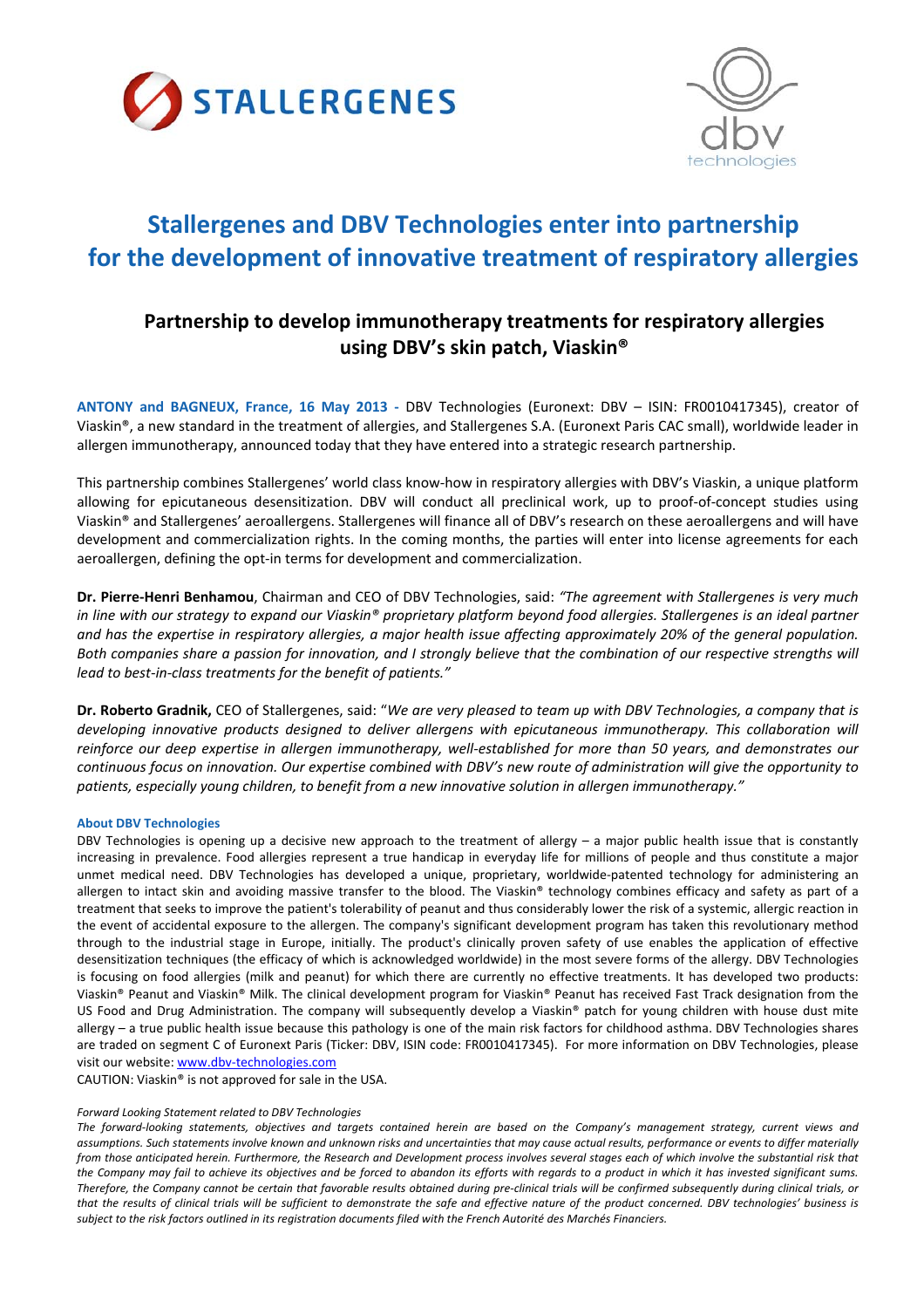# Stallergenes and DBV Technologies enter into partnership for the development of innovative treatment of respiratory allergies

## Partnership to develop immunotherapy treatments for respiratory allergies using DBV's skin patch, Viaskin®

**ANTONY and BAGNEUX, France, 16 May 2013 -** DBV Technologies (Euronext: DBV – ISIN: FR0010417345), creator of Viaskin®, a new standard in the treatment of allergies, and Stallergenes S.A. (Euronext Paris CAC small), worldwide leader in allergen immunotherapy, announced today that they have entered into a strategic research partnership.

This partnership combines Stallergenes' world class know-how in respiratory allergies with DBV's Viaskin, a unique platform allowing for epicutaneous desensitization. DBV will conduct all preclinical work, up to proof-of-concept studies using Viaskin® and Stallergenes' aeroallergens. Stallergenes will finance all of DBV's research on these aeroallergens and will have development and commercialization rights. In the coming months, the parties will enter into license agreements for each aeroallergen, defining the opt-in terms for development and commercialization.

**Dr. Pierre-Henri Benhamou**, Chairman and CEO of DBV Technologies, said: *"The agreement with Stallergenes is very much in line with our strategy to expand our Viaskin® proprietary platform beyond food allergies. Stallergenes is an ideal partner and has the expertise in respiratory allergies, a major health issue affecting approximately 20% of the general population. Both companies share a passion for innovation, and I strongly believe that the combination of our respective strengths will lead to best-in-class treatments for the benefit of patients."*

**Dr. Roberto Gradnik,** CEO of Stallergenes, said: "*We are very pleased to team up with DBV Technologies, a company that is developing innovative products designed to deliver allergens with epicutaneous immunotherapy. This collaboration will reinforce our deep expertise in allergen immunotherapy, well-established for more than 50 years, and demonstrates our continuous focus on innovation. Our expertise combined with DBV's new route of administration will give the opportunity to patients, especially young children, to benefit from a new innovative solution in allergen immunotherapy."*

#### About DBV Technologies

DBV Technologies is opening up a decisive new approach to the treatment of allergy – a major public health issue that is constantly increasing in prevalence. Food allergies represent a true handicap in everyday life for millions of people and thus constitute a major unmet medical need. DBV Technologies has developed a unique, proprietary, worldwide-patented technology for administering an allergen to intact skin and avoiding massive transfer to the blood. The Viaskin® technology combines efficacy and safety as part of a treatment that seeks to improve the patient's tolerability of peanut and thus considerably lower the risk of a systemic, allergic reaction in the event of accidental exposure to the allergen. The company's significant development program has taken this revolutionary method through to the industrial stage in Europe, initially. The product's clinically proven safety of use enables the application of effective desensitization techniques (the efficacy of which is acknowledged worldwide) in the most severe forms of the allergy. DBV Technologies is focusing on food allergies (milk and peanut) for which there are currently no effective treatments. It has developed two products: Viaskin® Peanut and Viaskin® Milk. The clinical development program for Viaskin® Peanut has received Fast Track designation from the US Food and Drug Administration. The company will subsequently develop a Viaskin® patch for young children with house dust mite allergy – a true public health issue because this pathology is one of the main risk factors for childhood asthma. DBV Technologies shares are traded on segment C of Euronext Paris (Ticker: DBV, ISIN code: FR0010417345). For more information on DBV Technologies, please visit our website: [www.dbv-technologies.com](www.dbv-technologies.com)

CAUTION: Viaskin® is not approved for sale in the USA.

*Forward Looking Statement related to DBV Technologies*

*The forward-looking statements, objectives and targets contained herein are based on the Company's management strategy, current views and assumptions. Such statements involve known and unknown risks and uncertainties that may cause actual results, performance or events to differ materially from those anticipated herein. Furthermore, the Research and Development process involves several stages each of which involve the substantial risk that the Company may fail to achieve its objectives and be forced to abandon its efforts with regards to a product in which it has invested significant sums. Therefore, the Company cannot be certain that favorable results obtained during pre-clinical trials will be confirmed subsequently during clinical trials, or that the results of clinical trials will be sufficient to demonstrate the safe and effective nature of the product concerned. DBV technologies' business is subject to the risk factors outlined in its registration documents filed with the French Autorité des Marchés Financiers.*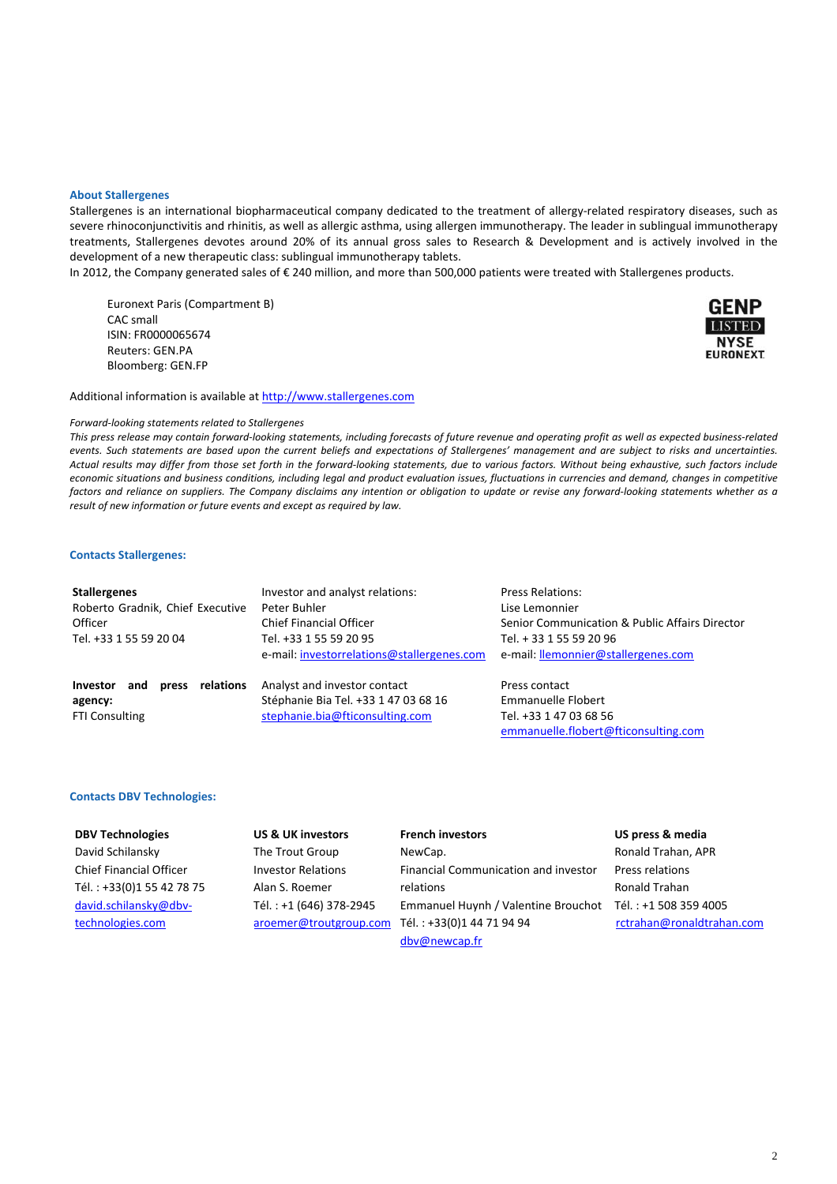### About Stallergenes

Stallergenes is an international biopharmaceutical company dedicated to the treatment of allergy-related respiratory diseases, such as severe rhinoconjunctivitis and rhinitis, as well as allergic asthma, using allergen immunotherapy. The leader in sublingual immunotherapy treatments, Stallergenes devotes around 20% of its annual gross sales to Research & Development and is actively involved in the development of a new therapeutic class: sublingual immunotherapy tablets.

In 2012, the Company generated sales of € 240 million, and more than 500,000 patients were treated with Stallergenes products.

Euronext Paris (Compartment B)
CAC small
ISIN: FR0000065674
Reuters: GEN.PA
Bloomberg: GEN.FP

GENP LISTED NYSE EURONEXT

Additional information is available at http://www.stallergenes.com

*Forward-looking statements related to Stallergenes*

*This press release may contain forward-looking statements, including forecasts of future revenue and operating profit as well as expected business-related events. Such statements are based upon the current beliefs and expectations of Stallergenes' management and are subject to risks and uncertainties. Actual results may differ from those set forth in the forward-looking statements, due to various factors. Without being exhaustive, such factors include economic situations and business conditions, including legal and product evaluation issues, fluctuations in currencies and demand, changes in competitive factors and reliance on suppliers. The Company disclaims any intention or obligation to update or revise any forward-looking statements whether as a result of new information or future events and except as required by law.*

### Contacts Stallergenes:

| | | |
|---|---|---|
| **Stallergenes**<br>Roberto Gradnik, Chief Executive Officer<br>Tel. +33 1 55 59 20 04 | Investor and analyst relations:<br>Peter Buhler<br>Chief Financial Officer<br>Tel. +33 1 55 59 20 95<br>e-mail: investorrelations@stallergenes.com | Press Relations:<br>Lise Lemonnier<br>Senior Communication & Public Affairs Director<br>Tel. + 33 1 55 59 20 96<br>e-mail: llemonnier@stallergenes.com |
| **Investor and press relations agency:**<br>FTI Consulting | Analyst and investor contact<br>Stéphanie Bia Tel. +33 1 47 03 68 16<br>stephanie.bia@fticonsulting.com | Press contact<br>Emmanuelle Flobert<br>Tel. +33 1 47 03 68 56<br>emmanuelle.flobert@fticonsulting.com |

### Contacts DBV Technologies:

| **DBV Technologies** | **US & UK investors** | **French investors** | **US press & media** |
|---|---|---|---|
| David Schilansky<br>Chief Financial Officer<br>Tél. : +33(0)1 55 42 78 75<br>david.schilansky@dbv-technologies.com | The Trout Group<br>Investor Relations<br>Alan S. Roemer<br>Tél. : +1 (646) 378-2945<br>aroemer@troutgroup.com | NewCap.<br>Financial Communication and investor relations<br>Emmanuel Huynh / Valentine Brouchot<br>Tél. : +33(0)1 44 71 94 94<br>dbv@newcap.fr | Ronald Trahan, APR<br>Press relations<br>Ronald Trahan<br>Tél. : +1 508 359 4005<br>rctrahan@ronaldtrahan.com |